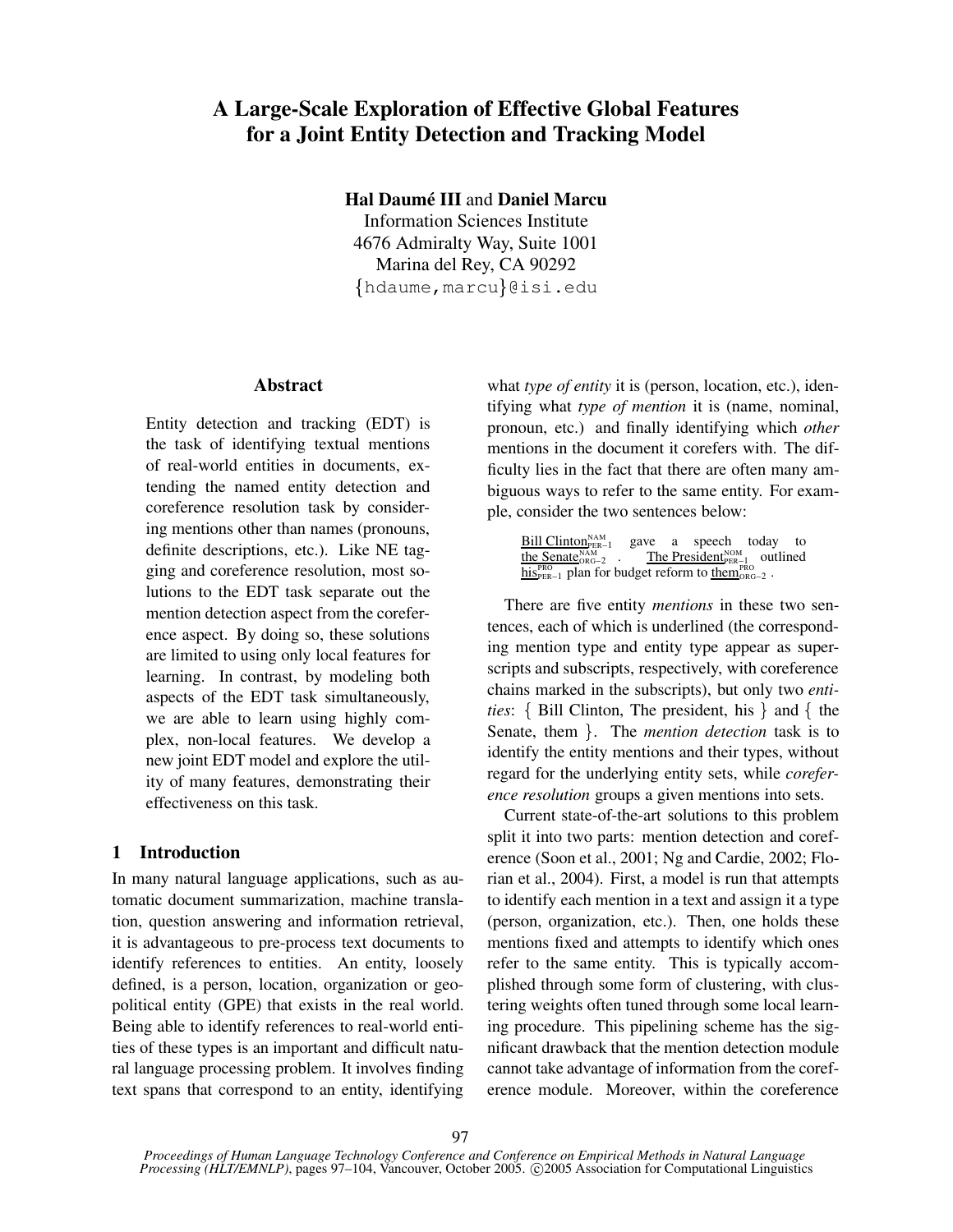# A Large-Scale Exploration of Effective Global Features for a Joint Entity Detection and Tracking Model

**Hal Daumé III** and **Daniel Marcu**
Information Sciences Institute
4676 Admiralty Way, Suite 1001
Marina del Rey, CA 90292
{hdaume,marcu}@isi.edu

## Abstract

Entity detection and tracking (EDT) is the task of identifying textual mentions of real-world entities in documents, extending the named entity detection and coreference resolution task by considering mentions other than names (pronouns, definite descriptions, etc.). Like NE tagging and coreference resolution, most solutions to the EDT task separate out the mention detection aspect from the coreference aspect. By doing so, these solutions are limited to using only local features for learning. In contrast, by modeling both aspects of the EDT task simultaneously, we are able to learn using highly complex, non-local features. We develop a new joint EDT model and explore the utility of many features, demonstrating their effectiveness on this task.

## 1 Introduction

In many natural language applications, such as automatic document summarization, machine translation, question answering and information retrieval, it is advantageous to pre-process text documents to identify references to entities. An entity, loosely defined, is a person, location, organization or geopolitical entity (GPE) that exists in the real world. Being able to identify references to real-world entities of these types is an important and difficult natural language processing problem. It involves finding text spans that correspond to an entity, identifying what *type of entity* it is (person, location, etc.), identifying what *type of mention* it is (name, nominal, pronoun, etc.) and finally identifying which *other* mentions in the document it corefers with. The difficulty lies in the fact that there are often many ambiguous ways to refer to the same entity. For example, consider the two sentences below:

> Bill Clinton$^{\text{NAM}}_{\text{PER-1}}$ gave a speech today to the Senate$^{\text{NAM}}_{\text{ORG-2}}$ . The President$^{\text{NOM}}_{\text{PER-1}}$ outlined his$^{\text{PRO}}_{\text{PER-1}}$ plan for budget reform to them$^{\text{PRO}}_{\text{ORG-2}}$ .

There are five entity *mentions* in these two sentences, each of which is underlined (the corresponding mention type and entity type appear as superscripts and subscripts, respectively, with coreference chains marked in the subscripts), but only two *entities*: { Bill Clinton, The president, his } and { the Senate, them }. The *mention detection* task is to identify the entity mentions and their types, without regard for the underlying entity sets, while *coreference resolution* groups a given mentions into sets.

Current state-of-the-art solutions to this problem split it into two parts: mention detection and coreference (Soon et al., 2001; Ng and Cardie, 2002; Florian et al., 2004). First, a model is run that attempts to identify each mention in a text and assign it a type (person, organization, etc.). Then, one holds these mentions fixed and attempts to identify which ones refer to the same entity. This is typically accomplished through some form of clustering, with clustering weights often tuned through some local learning procedure. This pipelining scheme has the significant drawback that the mention detection module cannot take advantage of information from the coreference module. Moreover, within the coreference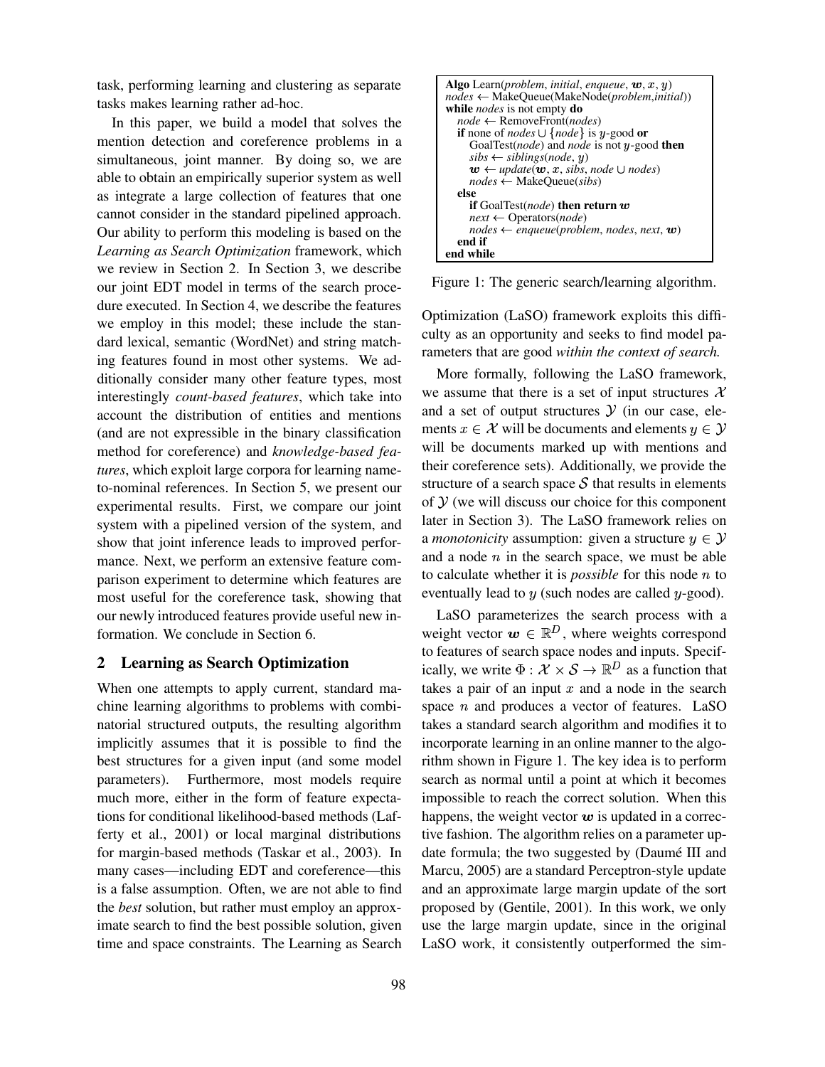task, performing learning and clustering as separate tasks makes learning rather ad-hoc.

In this paper, we build a model that solves the mention detection and coreference problems in a simultaneous, joint manner. By doing so, we are able to obtain an empirically superior system as well as integrate a large collection of features that one cannot consider in the standard pipelined approach. Our ability to perform this modeling is based on the *Learning as Search Optimization* framework, which we review in Section 2. In Section 3, we describe our joint EDT model in terms of the search procedure executed. In Section 4, we describe the features we employ in this model; these include the standard lexical, semantic (WordNet) and string matching features found in most other systems. We additionally consider many other feature types, most interestingly *count-based features*, which take into account the distribution of entities and mentions (and are not expressible in the binary classification method for coreference) and *knowledge-based features*, which exploit large corpora for learning name-to-nominal references. In Section 5, we present our experimental results. First, we compare our joint system with a pipelined version of the system, and show that joint inference leads to improved performance. Next, we perform an extensive feature comparison experiment to determine which features are most useful for the coreference task, showing that our newly introduced features provide useful new information. We conclude in Section 6.

## 2 Learning as Search Optimization

When one attempts to apply current, standard machine learning algorithms to problems with combinatorial structured outputs, the resulting algorithm implicitly assumes that it is possible to find the best structures for a given input (and some model parameters). Furthermore, most models require much more, either in the form of feature expectations for conditional likelihood-based methods (Lafferty et al., 2001) or local marginal distributions for margin-based methods (Taskar et al., 2003). In many cases—including EDT and coreference—this is a false assumption. Often, we are not able to find the *best* solution, but rather must employ an approximate search to find the best possible solution, given time and space constraints. The Learning as Search Optimization (LaSO) framework exploits this difficulty as an opportunity and seeks to find model parameters that are good *within the context of search.*

```
Algo Learn(problem, initial, enqueue, w, x, y)
nodes ← MakeQueue(MakeNode(problem,initial))
while nodes is not empty do
  node ← RemoveFront(nodes)
  if none of nodes ∪ {node} is y-good or
     GoalTest(node) and node is not y-good then
     sibs ← siblings(node, y)
     w ← update(w, x, sibs, node ∪ nodes)
     nodes ← MakeQueue(sibs)
  else
     if GoalTest(node) then return w
     next ← Operators(node)
     nodes ← enqueue(problem, nodes, next, w)
  end if
end while
```

Figure 1: The generic search/learning algorithm.

More formally, following the LaSO framework, we assume that there is a set of input structures $\mathcal{X}$ and a set of output structures $\mathcal{Y}$ (in our case, elements $x \in \mathcal{X}$ will be documents and elements $y \in \mathcal{Y}$ will be documents marked up with mentions and their coreference sets). Additionally, we provide the structure of a search space $\mathcal{S}$ that results in elements of $\mathcal{Y}$ (we will discuss our choice for this component later in Section 3). The LaSO framework relies on a *monotonicity* assumption: given a structure $y \in \mathcal{Y}$ and a node $n$ in the search space, we must be able to calculate whether it is *possible* for this node $n$ to eventually lead to $y$ (such nodes are called $y$-good).

LaSO parameterizes the search process with a weight vector $\boldsymbol{w} \in \mathbb{R}^D$, where weights correspond to features of search space nodes and inputs. Specifically, we write $\Phi : \mathcal{X} \times \mathcal{S} \rightarrow \mathbb{R}^D$ as a function that takes a pair of an input $x$ and a node in the search space $n$ and produces a vector of features. LaSO takes a standard search algorithm and modifies it to incorporate learning in an online manner to the algorithm shown in Figure 1. The key idea is to perform search as normal until a point at which it becomes impossible to reach the correct solution. When this happens, the weight vector $\boldsymbol{w}$ is updated in a corrective fashion. The algorithm relies on a parameter update formula; the two suggested by (Daumé III and Marcu, 2005) are a standard Perceptron-style update and an approximate large margin update of the sort proposed by (Gentile, 2001). In this work, we only use the large margin update, since in the original LaSO work, it consistently outperformed the sim-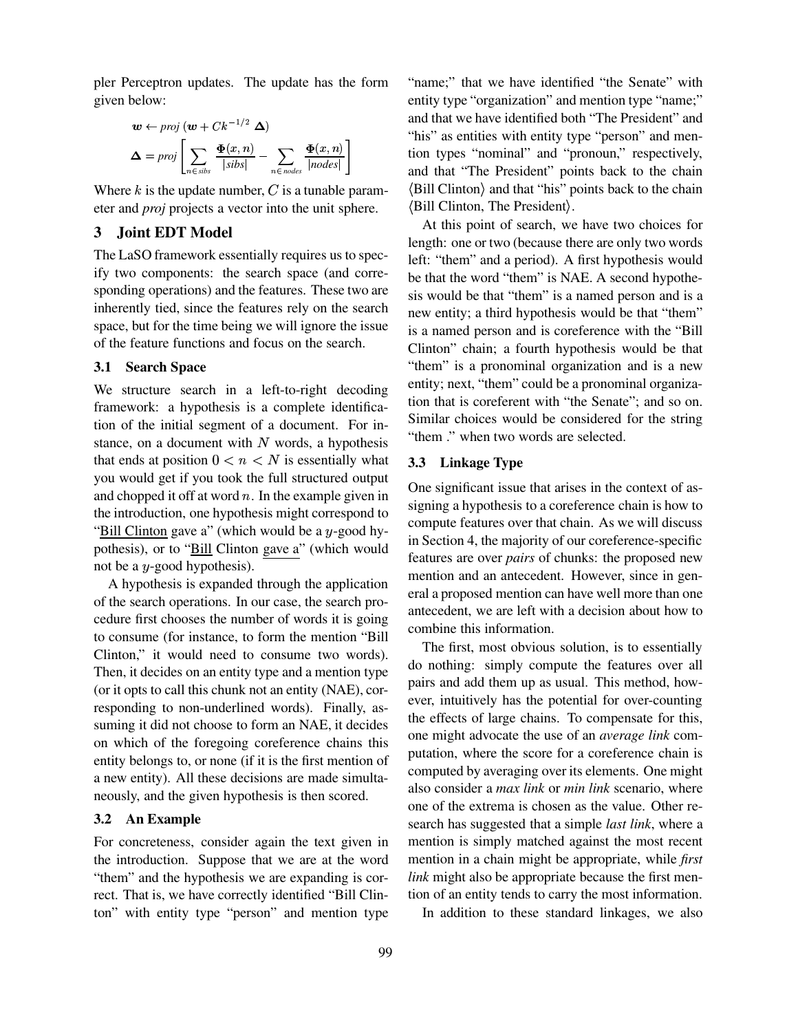pler Perceptron updates. The update has the form given below:

$$\boldsymbol{w} \leftarrow \textit{proj}\left(\boldsymbol{w} + Ck^{-1/2}\ \boldsymbol{\Delta}\right)$$

$$\boldsymbol{\Delta} = \textit{proj}\left[\sum_{n \in \textit{sibs}} \frac{\boldsymbol{\Phi}(x,n)}{|\textit{sibs}|} - \sum_{n \in \textit{nodes}} \frac{\boldsymbol{\Phi}(x,n)}{|\textit{nodes}|}\right]$$

Where $k$ is the update number, $C$ is a tunable parameter and *proj* projects a vector into the unit sphere.

## 3 Joint EDT Model

The LaSO framework essentially requires us to specify two components: the search space (and corresponding operations) and the features. These two are inherently tied, since the features rely on the search space, but for the time being we will ignore the issue of the feature functions and focus on the search.

### 3.1 Search Space

We structure search in a left-to-right decoding framework: a hypothesis is a complete identification of the initial segment of a document. For instance, on a document with $N$ words, a hypothesis that ends at position $0 < n < N$ is essentially what you would get if you took the full structured output and chopped it off at word $n$. In the example given in the introduction, one hypothesis might correspond to "Bill Clinton gave a" (which would be a $y$-good hypothesis), or to "Bill Clinton gave a" (which would not be a $y$-good hypothesis).

A hypothesis is expanded through the application of the search operations. In our case, the search procedure first chooses the number of words it is going to consume (for instance, to form the mention "Bill Clinton," it would need to consume two words). Then, it decides on an entity type and a mention type (or it opts to call this chunk not an entity (NAE), corresponding to non-underlined words). Finally, assuming it did not choose to form an NAE, it decides on which of the foregoing coreference chains this entity belongs to, or none (if it is the first mention of a new entity). All these decisions are made simultaneously, and the given hypothesis is then scored.

### 3.2 An Example

For concreteness, consider again the text given in the introduction. Suppose that we are at the word "them" and the hypothesis we are expanding is correct. That is, we have correctly identified "Bill Clinton" with entity type "person" and mention type "name;" that we have identified "the Senate" with entity type "organization" and mention type "name;" and that we have identified both "The President" and "his" as entities with entity type "person" and mention types "nominal" and "pronoun," respectively, and that "The President" points back to the chain ⟨Bill Clinton⟩ and that "his" points back to the chain ⟨Bill Clinton, The President⟩.

At this point of search, we have two choices for length: one or two (because there are only two words left: "them" and a period). A first hypothesis would be that the word "them" is NAE. A second hypothesis would be that "them" is a named person and is a new entity; a third hypothesis would be that "them" is a named person and is coreference with the "Bill Clinton" chain; a fourth hypothesis would be that "them" is a pronominal organization and is a new entity; next, "them" could be a pronominal organization that is coreferent with "the Senate"; and so on. Similar choices would be considered for the string "them ." when two words are selected.

### 3.3 Linkage Type

One significant issue that arises in the context of assigning a hypothesis to a coreference chain is how to compute features over that chain. As we will discuss in Section 4, the majority of our coreference-specific features are over *pairs* of chunks: the proposed new mention and an antecedent. However, since in general a proposed mention can have well more than one antecedent, we are left with a decision about how to combine this information.

The first, most obvious solution, is to essentially do nothing: simply compute the features over all pairs and add them up as usual. This method, however, intuitively has the potential for over-counting the effects of large chains. To compensate for this, one might advocate the use of an *average link* computation, where the score for a coreference chain is computed by averaging over its elements. One might also consider a *max link* or *min link* scenario, where one of the extrema is chosen as the value. Other research has suggested that a simple *last link*, where a mention is simply matched against the most recent mention in a chain might be appropriate, while *first link* might also be appropriate because the first mention of an entity tends to carry the most information.

In addition to these standard linkages, we also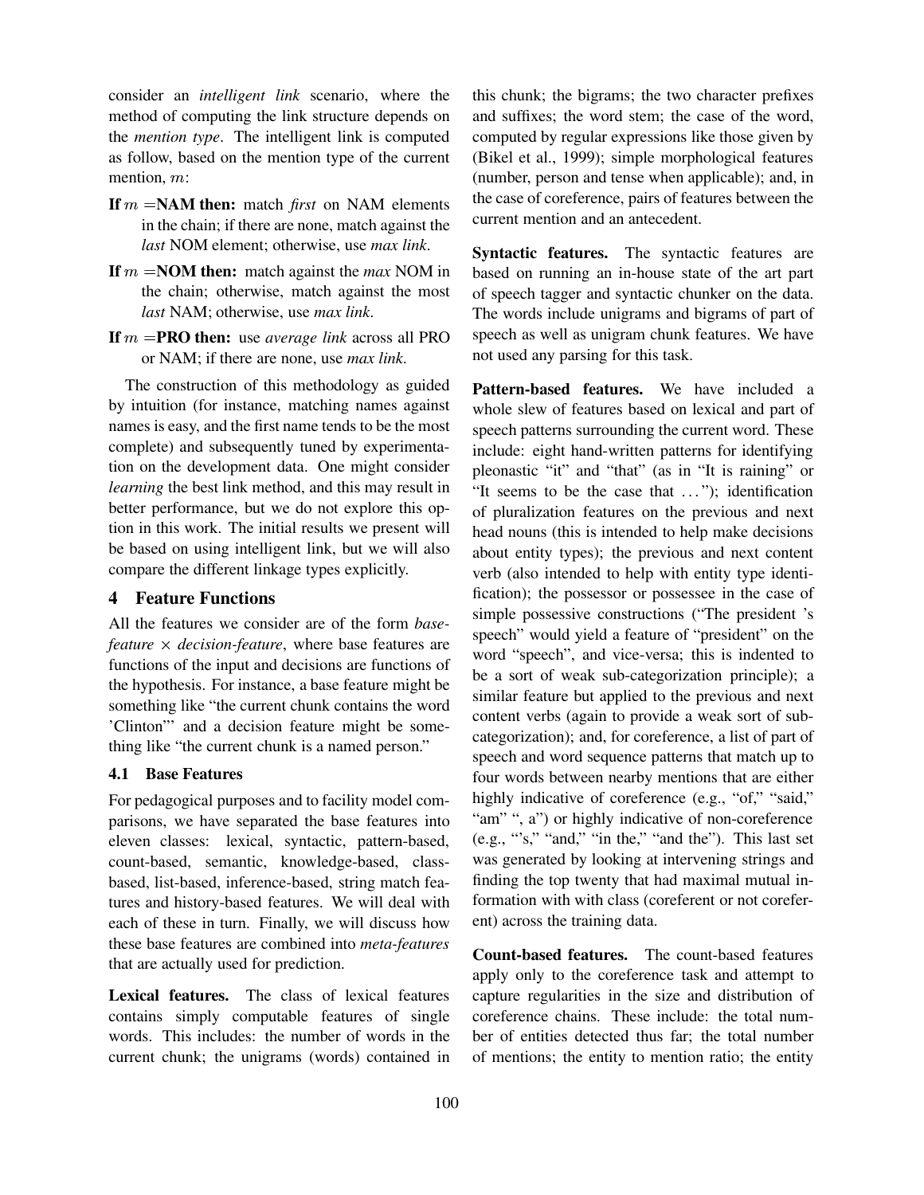consider an *intelligent link* scenario, where the method of computing the link structure depends on the *mention type*. The intelligent link is computed as follow, based on the mention type of the current mention, $m$:

**If $m$ =NAM then:** match *first* on NAM elements in the chain; if there are none, match against the *last* NOM element; otherwise, use *max link*.

**If $m$ =NOM then:** match against the *max* NOM in the chain; otherwise, match against the most *last* NAM; otherwise, use *max link*.

**If $m$ =PRO then:** use *average link* across all PRO or NAM; if there are none, use *max link*.

The construction of this methodology as guided by intuition (for instance, matching names against names is easy, and the first name tends to be the most complete) and subsequently tuned by experimentation on the development data. One might consider *learning* the best link method, and this may result in better performance, but we do not explore this option in this work. The initial results we present will be based on using intelligent link, but we will also compare the different linkage types explicitly.

## 4 Feature Functions

All the features we consider are of the form *base-feature* $\times$ *decision-feature*, where base features are functions of the input and decisions are functions of the hypothesis. For instance, a base feature might be something like "the current chunk contains the word 'Clinton"' and a decision feature might be something like "the current chunk is a named person."

### 4.1 Base Features

For pedagogical purposes and to facility model comparisons, we have separated the base features into eleven classes: lexical, syntactic, pattern-based, count-based, semantic, knowledge-based, class-based, list-based, inference-based, string match features and history-based features. We will deal with each of these in turn. Finally, we will discuss how these base features are combined into *meta-features* that are actually used for prediction.

**Lexical features.** The class of lexical features contains simply computable features of single words. This includes: the number of words in the current chunk; the unigrams (words) contained in this chunk; the bigrams; the two character prefixes and suffixes; the word stem; the case of the word, computed by regular expressions like those given by (Bikel et al., 1999); simple morphological features (number, person and tense when applicable); and, in the case of coreference, pairs of features between the current mention and an antecedent.

**Syntactic features.** The syntactic features are based on running an in-house state of the art part of speech tagger and syntactic chunker on the data. The words include unigrams and bigrams of part of speech as well as unigram chunk features. We have not used any parsing for this task.

**Pattern-based features.** We have included a whole slew of features based on lexical and part of speech patterns surrounding the current word. These include: eight hand-written patterns for identifying pleonastic "it" and "that" (as in "It is raining" or "It seems to be the case that ..."); identification of pluralization features on the previous and next head nouns (this is intended to help make decisions about entity types); the previous and next content verb (also intended to help with entity type identification); the possessor or possessee in the case of simple possessive constructions ("The president 's speech" would yield a feature of "president" on the word "speech", and vice-versa; this is indented to be a sort of weak sub-categorization principle); a similar feature but applied to the previous and next content verbs (again to provide a weak sort of sub-categorization); and, for coreference, a list of part of speech and word sequence patterns that match up to four words between nearby mentions that are either highly indicative of coreference (e.g., "of," "said," "am" ", a") or highly indicative of non-coreference (e.g., "'s," "and," "in the," "and the"). This last set was generated by looking at intervening strings and finding the top twenty that had maximal mutual information with with class (coreferent or not coreferent) across the training data.

**Count-based features.** The count-based features apply only to the coreference task and attempt to capture regularities in the size and distribution of coreference chains. These include: the total number of entities detected thus far; the total number of mentions; the entity to mention ratio; the entity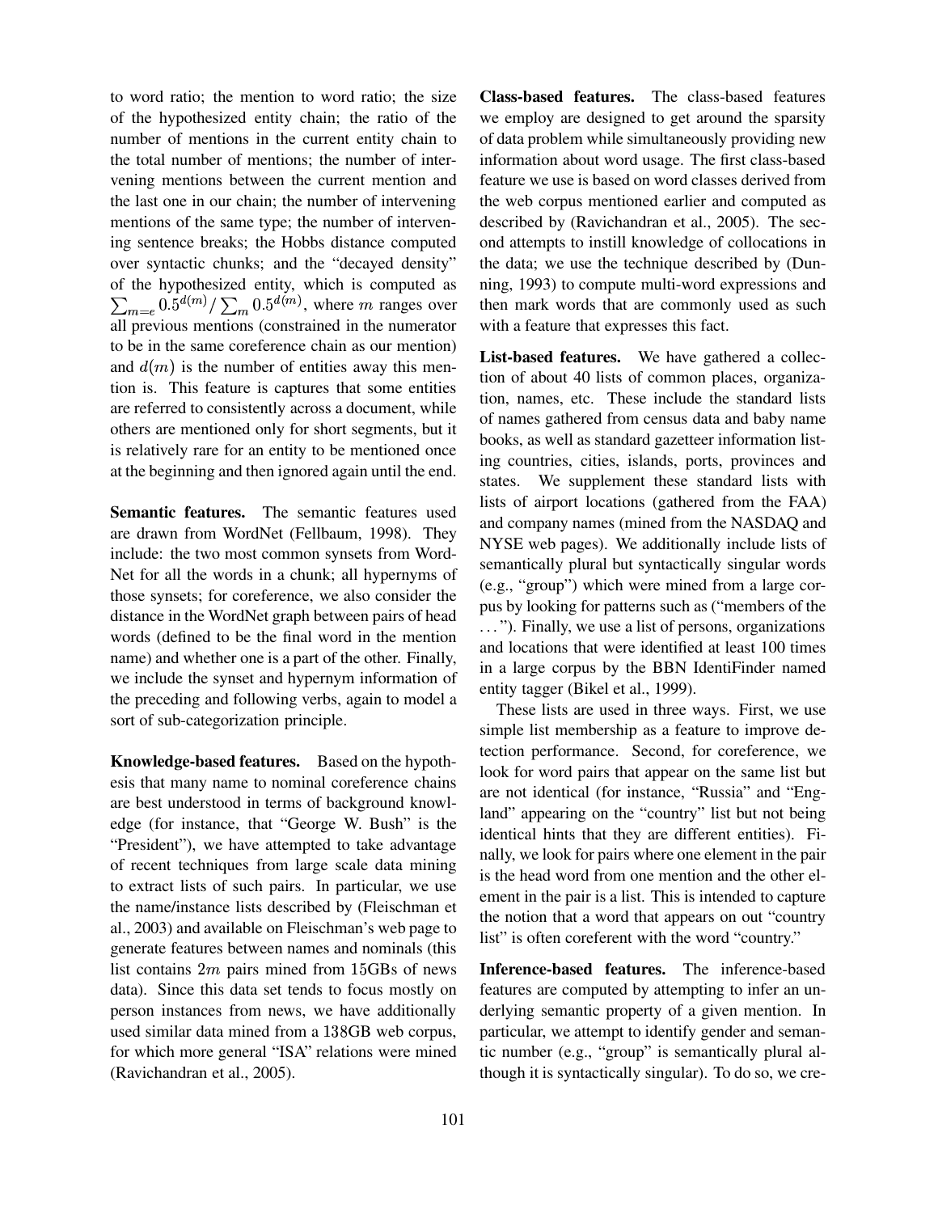to word ratio; the mention to word ratio; the size of the hypothesized entity chain; the ratio of the number of mentions in the current entity chain to the total number of mentions; the number of intervening mentions between the current mention and the last one in our chain; the number of intervening mentions of the same type; the number of intervening sentence breaks; the Hobbs distance computed over syntactic chunks; and the "decayed density" of the hypothesized entity, which is computed as $\sum_{m=e} 0.5^{d(m)} / \sum_m 0.5^{d(m)}$, where $m$ ranges over all previous mentions (constrained in the numerator to be in the same coreference chain as our mention) and $d(m)$ is the number of entities away this mention is. This feature is captures that some entities are referred to consistently across a document, while others are mentioned only for short segments, but it is relatively rare for an entity to be mentioned once at the beginning and then ignored again until the end.

**Semantic features.** The semantic features used are drawn from WordNet (Fellbaum, 1998). They include: the two most common synsets from WordNet for all the words in a chunk; all hypernyms of those synsets; for coreference, we also consider the distance in the WordNet graph between pairs of head words (defined to be the final word in the mention name) and whether one is a part of the other. Finally, we include the synset and hypernym information of the preceding and following verbs, again to model a sort of sub-categorization principle.

**Knowledge-based features.** Based on the hypothesis that many name to nominal coreference chains are best understood in terms of background knowledge (for instance, that "George W. Bush" is the "President"), we have attempted to take advantage of recent techniques from large scale data mining to extract lists of such pairs. In particular, we use the name/instance lists described by (Fleischman et al., 2003) and available on Fleischman's web page to generate features between names and nominals (this list contains $2m$ pairs mined from $15$GBs of news data). Since this data set tends to focus mostly on person instances from news, we have additionally used similar data mined from a $138$GB web corpus, for which more general "ISA" relations were mined (Ravichandran et al., 2005).

**Class-based features.** The class-based features we employ are designed to get around the sparsity of data problem while simultaneously providing new information about word usage. The first class-based feature we use is based on word classes derived from the web corpus mentioned earlier and computed as described by (Ravichandran et al., 2005). The second attempts to instill knowledge of collocations in the data; we use the technique described by (Dunning, 1993) to compute multi-word expressions and then mark words that are commonly used as such with a feature that expresses this fact.

**List-based features.** We have gathered a collection of about 40 lists of common places, organization, names, etc. These include the standard lists of names gathered from census data and baby name books, as well as standard gazetteer information listing countries, cities, islands, ports, provinces and states. We supplement these standard lists with lists of airport locations (gathered from the FAA) and company names (mined from the NASDAQ and NYSE web pages). We additionally include lists of semantically plural but syntactically singular words (e.g., "group") which were mined from a large corpus by looking for patterns such as ("members of the ..."). Finally, we use a list of persons, organizations and locations that were identified at least 100 times in a large corpus by the BBN IdentiFinder named entity tagger (Bikel et al., 1999).

These lists are used in three ways. First, we use simple list membership as a feature to improve detection performance. Second, for coreference, we look for word pairs that appear on the same list but are not identical (for instance, "Russia" and "England" appearing on the "country" list but not being identical hints that they are different entities). Finally, we look for pairs where one element in the pair is the head word from one mention and the other element in the pair is a list. This is intended to capture the notion that a word that appears on out "country list" is often coreferent with the word "country."

**Inference-based features.** The inference-based features are computed by attempting to infer an underlying semantic property of a given mention. In particular, we attempt to identify gender and semantic number (e.g., "group" is semantically plural although it is syntactically singular). To do so, we cre-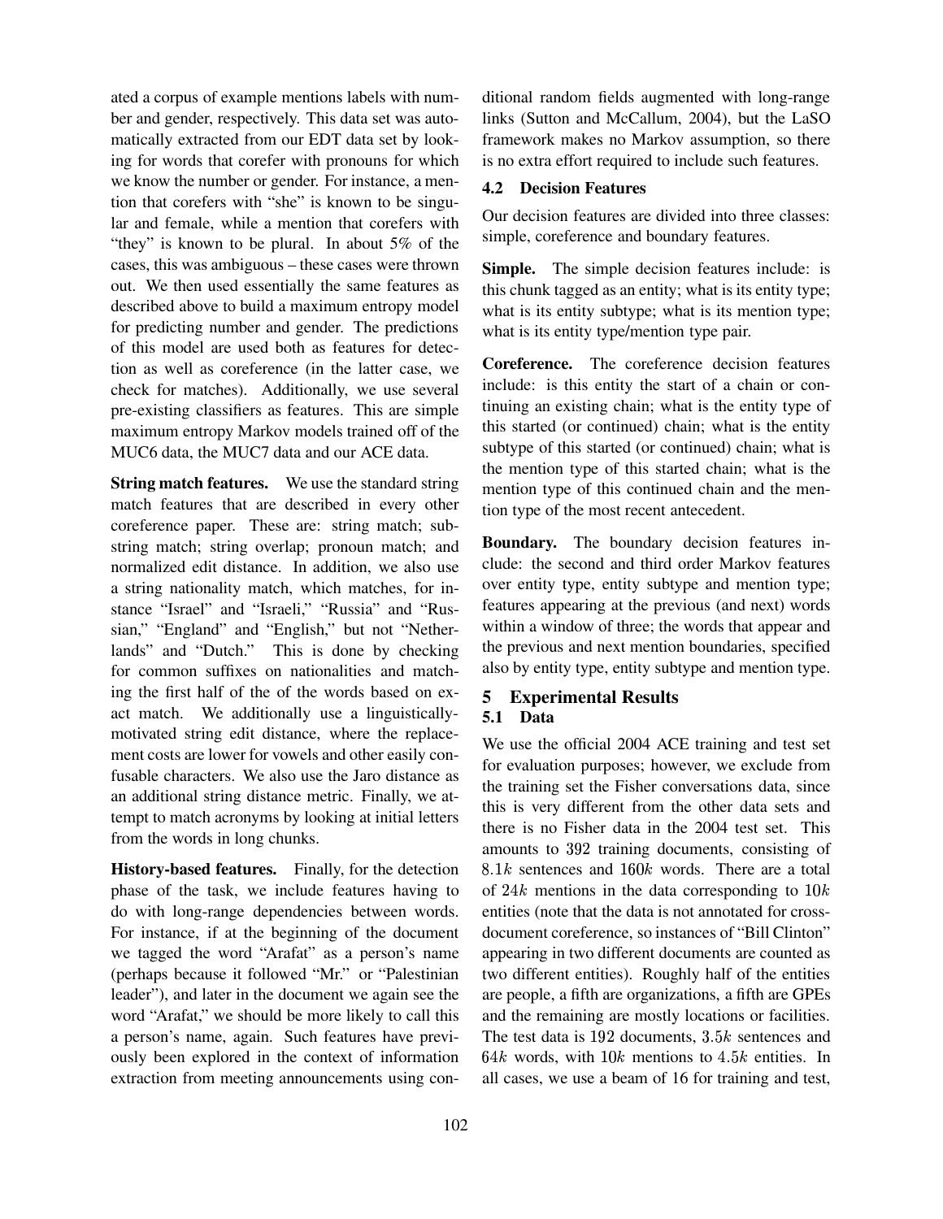ated a corpus of example mentions labels with number and gender, respectively. This data set was automatically extracted from our EDT data set by looking for words that corefer with pronouns for which we know the number or gender. For instance, a mention that corefers with "she" is known to be singular and female, while a mention that corefers with "they" is known to be plural. In about 5% of the cases, this was ambiguous – these cases were thrown out. We then used essentially the same features as described above to build a maximum entropy model for predicting number and gender. The predictions of this model are used both as features for detection as well as coreference (in the latter case, we check for matches). Additionally, we use several pre-existing classifiers as features. This are simple maximum entropy Markov models trained off of the MUC6 data, the MUC7 data and our ACE data.

**String match features.** We use the standard string match features that are described in every other coreference paper. These are: string match; substring match; string overlap; pronoun match; and normalized edit distance. In addition, we also use a string nationality match, which matches, for instance "Israel" and "Israeli," "Russia" and "Russian," "England" and "English," but not "Netherlands" and "Dutch." This is done by checking for common suffixes on nationalities and matching the first half of the of the words based on exact match. We additionally use a linguistically-motivated string edit distance, where the replacement costs are lower for vowels and other easily confusable characters. We also use the Jaro distance as an additional string distance metric. Finally, we attempt to match acronyms by looking at initial letters from the words in long chunks.

**History-based features.** Finally, for the detection phase of the task, we include features having to do with long-range dependencies between words. For instance, if at the beginning of the document we tagged the word "Arafat" as a person's name (perhaps because it followed "Mr." or "Palestinian leader"), and later in the document we again see the word "Arafat," we should be more likely to call this a person's name, again. Such features have previously been explored in the context of information extraction from meeting announcements using conditional random fields augmented with long-range links (Sutton and McCallum, 2004), but the LaSO framework makes no Markov assumption, so there is no extra effort required to include such features.

### 4.2 Decision Features

Our decision features are divided into three classes: simple, coreference and boundary features.

**Simple.** The simple decision features include: is this chunk tagged as an entity; what is its entity type; what is its entity subtype; what is its mention type; what is its entity type/mention type pair.

**Coreference.** The coreference decision features include: is this entity the start of a chain or continuing an existing chain; what is the entity type of this started (or continued) chain; what is the entity subtype of this started (or continued) chain; what is the mention type of this started chain; what is the mention type of this continued chain and the mention type of the most recent antecedent.

**Boundary.** The boundary decision features include: the second and third order Markov features over entity type, entity subtype and mention type; features appearing at the previous (and next) words within a window of three; the words that appear and the previous and next mention boundaries, specified also by entity type, entity subtype and mention type.

## 5 Experimental Results

### 5.1 Data

We use the official 2004 ACE training and test set for evaluation purposes; however, we exclude from the training set the Fisher conversations data, since this is very different from the other data sets and there is no Fisher data in the 2004 test set. This amounts to 392 training documents, consisting of $8.1k$ sentences and $160k$ words. There are a total of $24k$ mentions in the data corresponding to $10k$ entities (note that the data is not annotated for cross-document coreference, so instances of "Bill Clinton" appearing in two different documents are counted as two different entities). Roughly half of the entities are people, a fifth are organizations, a fifth are GPEs and the remaining are mostly locations or facilities. The test data is 192 documents, $3.5k$ sentences and $64k$ words, with $10k$ mentions to $4.5k$ entities. In all cases, we use a beam of 16 for training and test,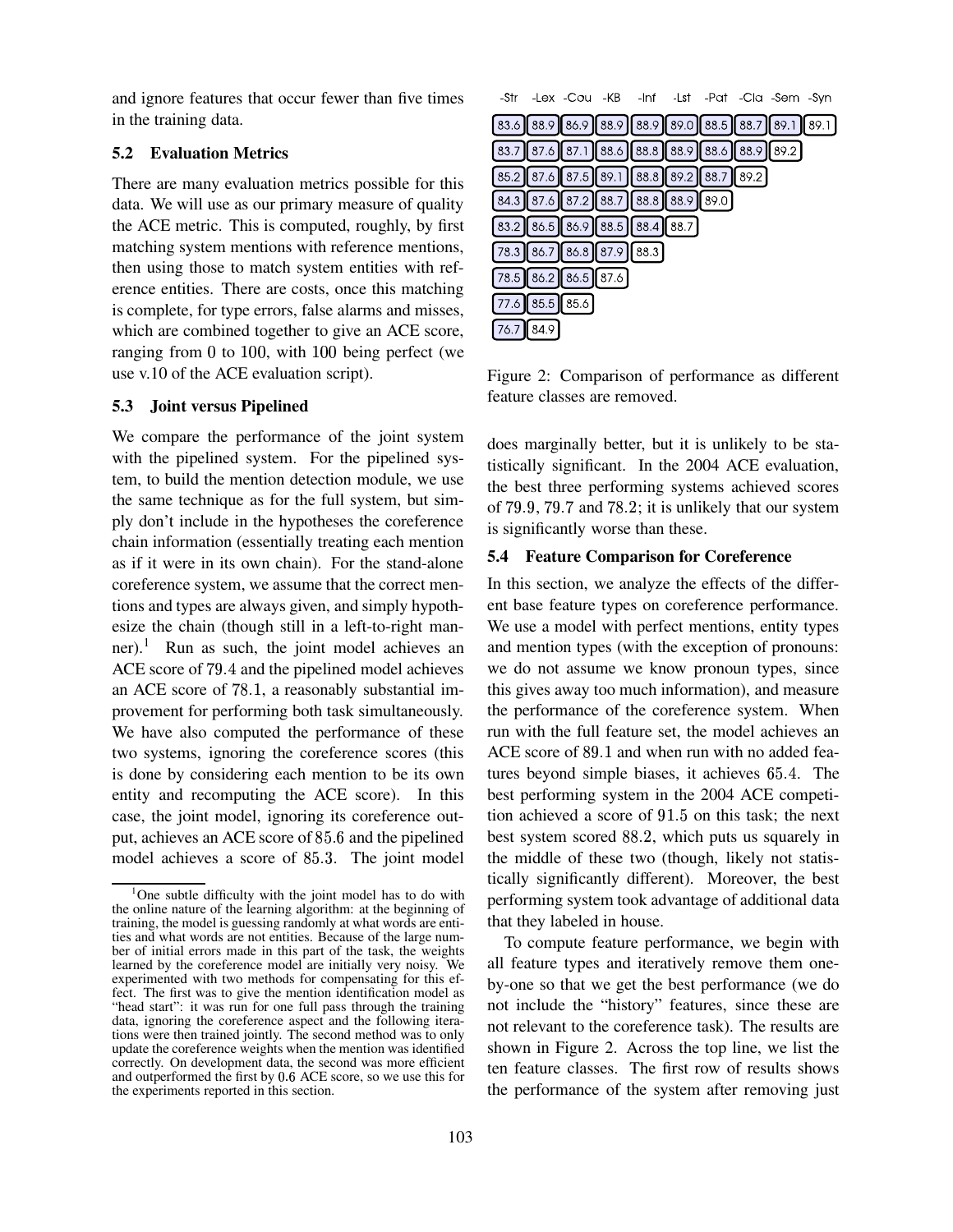and ignore features that occur fewer than five times in the training data.

### 5.2 Evaluation Metrics

There are many evaluation metrics possible for this data. We will use as our primary measure of quality the ACE metric. This is computed, roughly, by first matching system mentions with reference mentions, then using those to match system entities with reference entities. There are costs, once this matching is complete, for type errors, false alarms and misses, which are combined together to give an ACE score, ranging from 0 to 100, with 100 being perfect (we use v.10 of the ACE evaluation script).

### 5.3 Joint versus Pipelined

We compare the performance of the joint system with the pipelined system. For the pipelined system, to build the mention detection module, we use the same technique as for the full system, but simply don't include in the hypotheses the coreference chain information (essentially treating each mention as if it were in its own chain). For the stand-alone coreference system, we assume that the correct mentions and types are always given, and simply hypothesize the chain (though still in a left-to-right manner).[1] Run as such, the joint model achieves an ACE score of 79.4 and the pipelined model achieves an ACE score of 78.1, a reasonably substantial improvement for performing both task simultaneously. We have also computed the performance of these two systems, ignoring the coreference scores (this is done by considering each mention to be its own entity and recomputing the ACE score). In this case, the joint model, ignoring its coreference output, achieves an ACE score of 85.6 and the pipelined model achieves a score of 85.3. The joint model does marginally better, but it is unlikely to be statistically significant. In the 2004 ACE evaluation, the best three performing systems achieved scores of 79.9, 79.7 and 78.2; it is unlikely that our system is significantly worse than these.

[1] One subtle difficulty with the joint model has to do with the online nature of the learning algorithm: at the beginning of training, the model is guessing randomly at what words are entities and what words are not entities. Because of the large number of initial errors made in this part of the task, the weights learned by the coreference model are initially very noisy. We experimented with two methods for compensating for this effect. The first was to give the mention identification model as "head start": it was run for one full pass through the training data, ignoring the coreference aspect and the following iterations were then trained jointly. The second method was to only update the coreference weights when the mention was identified correctly. On development data, the second was more efficient and outperformed the first by 0.6 ACE score, so we use this for the experiments reported in this section.

| -Str | -Lex | -Cou | -KB | -Inf | -Lst | -Pat | -Cla | -Sem | -Syn |
|---|---|---|---|---|---|---|---|---|---|
| 83.6 | 88.9 | 86.9 | 88.9 | 88.9 | 89.0 | 88.5 | 88.7 | 89.1 | 89.1 |
| 83.7 | 87.6 | 87.1 | 88.6 | 88.8 | 88.9 | 88.6 | 88.9 | 89.2 | |
| 85.2 | 87.6 | 87.5 | 89.1 | 88.8 | 89.2 | 88.7 | 89.2 | | |
| 84.3 | 87.6 | 87.2 | 88.7 | 88.8 | 88.9 | 89.0 | | | |
| 83.2 | 86.5 | 86.9 | 88.5 | 88.4 | 88.7 | | | | |
| 78.3 | 86.7 | 86.8 | 87.9 | 88.3 | | | | | |
| 78.5 | 86.2 | 86.5 | 87.6 | | | | | | |
| 77.6 | 85.5 | 85.6 | | | | | | | |
| 76.7 | 84.9 | | | | | | | | |

Figure 2: Comparison of performance as different feature classes are removed.

### 5.4 Feature Comparison for Coreference

In this section, we analyze the effects of the different base feature types on coreference performance. We use a model with perfect mentions, entity types and mention types (with the exception of pronouns: we do not assume we know pronoun types, since this gives away too much information), and measure the performance of the coreference system. When run with the full feature set, the model achieves an ACE score of 89.1 and when run with no added features beyond simple biases, it achieves 65.4. The best performing system in the 2004 ACE competition achieved a score of 91.5 on this task; the next best system scored 88.2, which puts us squarely in the middle of these two (though, likely not statistically significantly different). Moreover, the best performing system took advantage of additional data that they labeled in house.

To compute feature performance, we begin with all feature types and iteratively remove them one-by-one so that we get the best performance (we do not include the "history" features, since these are not relevant to the coreference task). The results are shown in Figure 2. Across the top line, we list the ten feature classes. The first row of results shows the performance of the system after removing just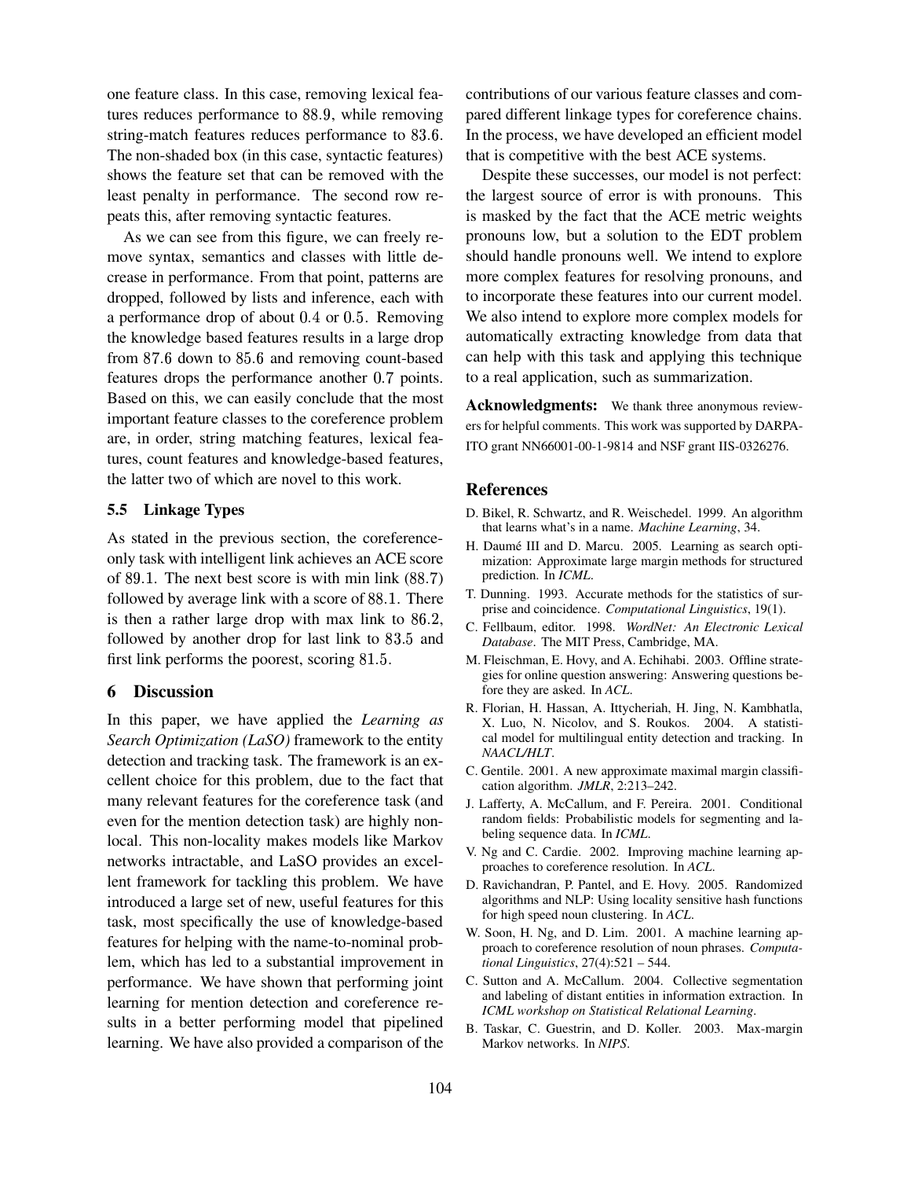one feature class. In this case, removing lexical features reduces performance to 88.9, while removing string-match features reduces performance to 83.6. The non-shaded box (in this case, syntactic features) shows the feature set that can be removed with the least penalty in performance. The second row repeats this, after removing syntactic features.

As we can see from this figure, we can freely remove syntax, semantics and classes with little decrease in performance. From that point, patterns are dropped, followed by lists and inference, each with a performance drop of about 0.4 or 0.5. Removing the knowledge based features results in a large drop from 87.6 down to 85.6 and removing count-based features drops the performance another 0.7 points. Based on this, we can easily conclude that the most important feature classes to the coreference problem are, in order, string matching features, lexical features, count features and knowledge-based features, the latter two of which are novel to this work.

### 5.5 Linkage Types

As stated in the previous section, the coreference-only task with intelligent link achieves an ACE score of 89.1. The next best score is with min link (88.7) followed by average link with a score of 88.1. There is then a rather large drop with max link to 86.2, followed by another drop for last link to 83.5 and first link performs the poorest, scoring 81.5.

## 6 Discussion

In this paper, we have applied the *Learning as Search Optimization (LaSO)* framework to the entity detection and tracking task. The framework is an excellent choice for this problem, due to the fact that many relevant features for the coreference task (and even for the mention detection task) are highly non-local. This non-locality makes models like Markov networks intractable, and LaSO provides an excellent framework for tackling this problem. We have introduced a large set of new, useful features for this task, most specifically the use of knowledge-based features for helping with the name-to-nominal problem, which has led to a substantial improvement in performance. We have shown that performing joint learning for mention detection and coreference results in a better performing model that pipelined learning. We have also provided a comparison of the contributions of our various feature classes and compared different linkage types for coreference chains. In the process, we have developed an efficient model that is competitive with the best ACE systems.

Despite these successes, our model is not perfect: the largest source of error is with pronouns. This is masked by the fact that the ACE metric weights pronouns low, but a solution to the EDT problem should handle pronouns well. We intend to explore more complex features for resolving pronouns, and to incorporate these features into our current model. We also intend to explore more complex models for automatically extracting knowledge from data that can help with this task and applying this technique to a real application, such as summarization.

**Acknowledgments:** We thank three anonymous reviewers for helpful comments. This work was supported by DARPA-ITO grant NN66001-00-1-9814 and NSF grant IIS-0326276.

## References

D. Bikel, R. Schwartz, and R. Weischedel. 1999. An algorithm that learns what's in a name. *Machine Learning*, 34.

H. Daumé III and D. Marcu. 2005. Learning as search optimization: Approximate large margin methods for structured prediction. In *ICML*.

T. Dunning. 1993. Accurate methods for the statistics of surprise and coincidence. *Computational Linguistics*, 19(1).

C. Fellbaum, editor. 1998. *WordNet: An Electronic Lexical Database*. The MIT Press, Cambridge, MA.

M. Fleischman, E. Hovy, and A. Echihabi. 2003. Offline strategies for online question answering: Answering questions before they are asked. In *ACL*.

R. Florian, H. Hassan, A. Ittycheriah, H. Jing, N. Kambhatla, X. Luo, N. Nicolov, and S. Roukos. 2004. A statistical model for multilingual entity detection and tracking. In *NAACL/HLT*.

C. Gentile. 2001. A new approximate maximal margin classification algorithm. *JMLR*, 2:213–242.

J. Lafferty, A. McCallum, and F. Pereira. 2001. Conditional random fields: Probabilistic models for segmenting and labeling sequence data. In *ICML*.

V. Ng and C. Cardie. 2002. Improving machine learning approaches to coreference resolution. In *ACL*.

D. Ravichandran, P. Pantel, and E. Hovy. 2005. Randomized algorithms and NLP: Using locality sensitive hash functions for high speed noun clustering. In *ACL*.

W. Soon, H. Ng, and D. Lim. 2001. A machine learning approach to coreference resolution of noun phrases. *Computational Linguistics*, 27(4):521 – 544.

C. Sutton and A. McCallum. 2004. Collective segmentation and labeling of distant entities in information extraction. In *ICML workshop on Statistical Relational Learning*.

B. Taskar, C. Guestrin, and D. Koller. 2003. Max-margin Markov networks. In *NIPS*.